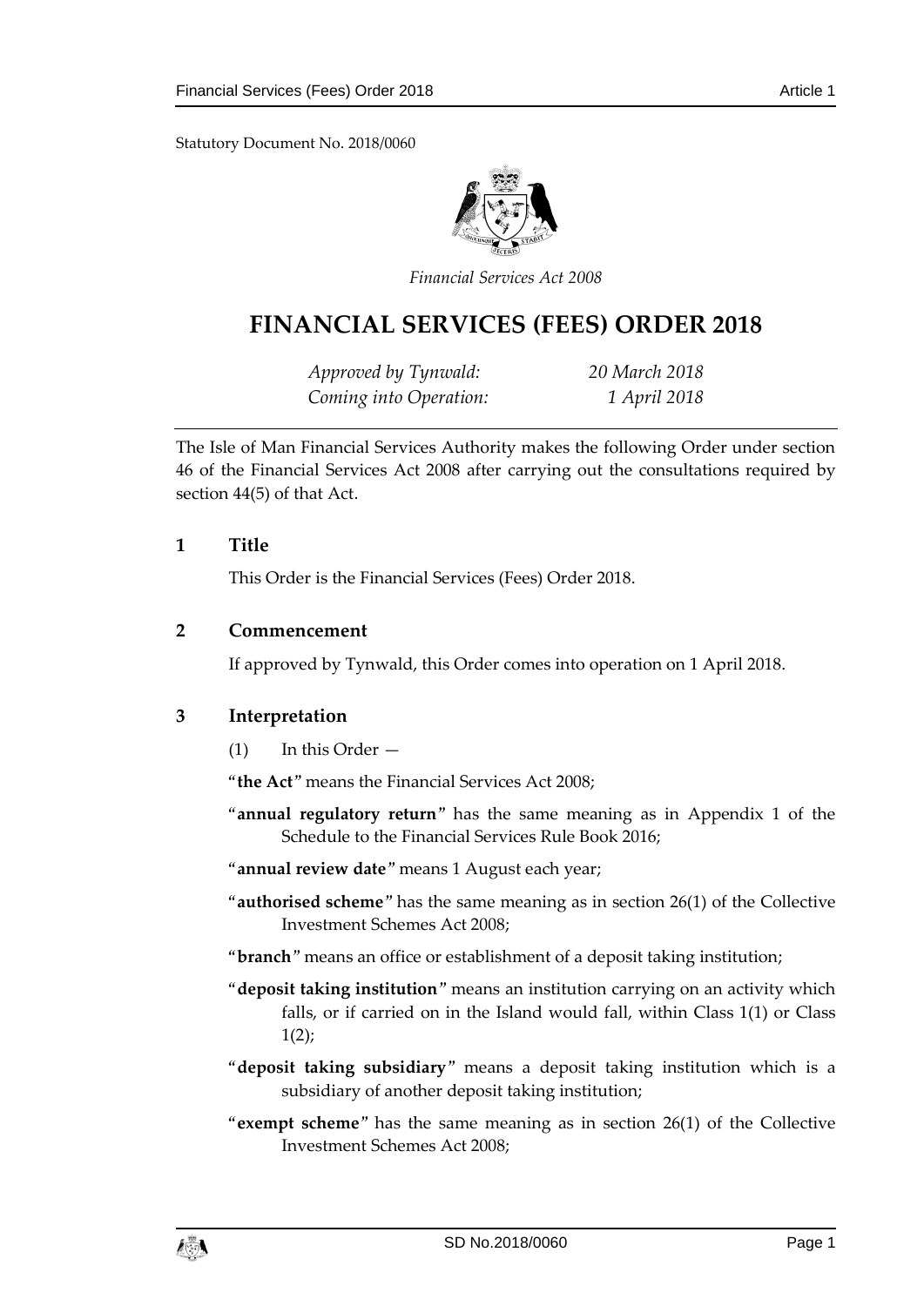Statutory Document No. 2018/0060

*Financial Services Act 2008*

# FINANCIAL SERVICES (FEES) ORDER 2018

| | |
|---|---|
| *Approved by Tynwald:* | *20 March 2018* |
| *Coming into Operation:* | *1 April 2018* |

The Isle of Man Financial Services Authority makes the following Order under section 46 of the Financial Services Act 2008 after carrying out the consultations required by section 44(5) of that Act.

## 1 Title

This Order is the Financial Services (Fees) Order 2018.

## 2 Commencement

If approved by Tynwald, this Order comes into operation on 1 April 2018.

## 3 Interpretation

(1) In this Order —

"**the Act**" means the Financial Services Act 2008;

"**annual regulatory return**" has the same meaning as in Appendix 1 of the Schedule to the Financial Services Rule Book 2016;

"**annual review date**" means 1 August each year;

"**authorised scheme**" has the same meaning as in section 26(1) of the Collective Investment Schemes Act 2008;

"**branch**" means an office or establishment of a deposit taking institution;

"**deposit taking institution**" means an institution carrying on an activity which falls, or if carried on in the Island would fall, within Class 1(1) or Class 1(2);

"**deposit taking subsidiary**" means a deposit taking institution which is a subsidiary of another deposit taking institution;

"**exempt scheme**" has the same meaning as in section 26(1) of the Collective Investment Schemes Act 2008;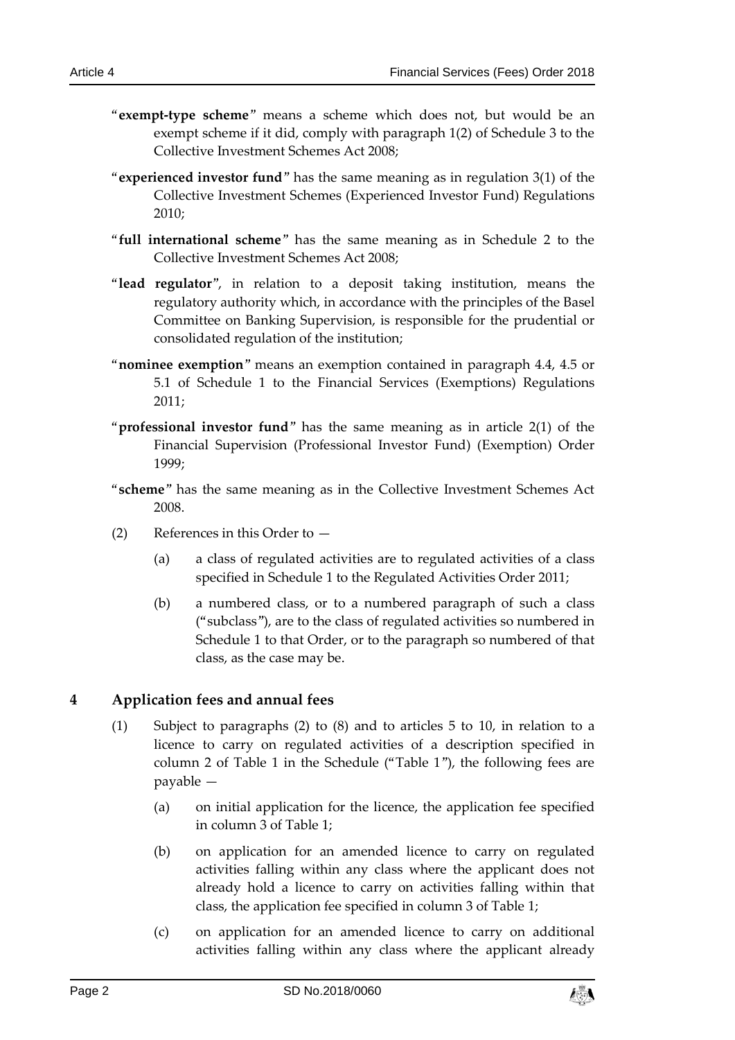"**exempt-type scheme**" means a scheme which does not, but would be an exempt scheme if it did, comply with paragraph 1(2) of Schedule 3 to the Collective Investment Schemes Act 2008;

"**experienced investor fund**" has the same meaning as in regulation 3(1) of the Collective Investment Schemes (Experienced Investor Fund) Regulations 2010;

"**full international scheme**" has the same meaning as in Schedule 2 to the Collective Investment Schemes Act 2008;

"**lead regulator**", in relation to a deposit taking institution, means the regulatory authority which, in accordance with the principles of the Basel Committee on Banking Supervision, is responsible for the prudential or consolidated regulation of the institution;

"**nominee exemption**" means an exemption contained in paragraph 4.4, 4.5 or 5.1 of Schedule 1 to the Financial Services (Exemptions) Regulations 2011;

"**professional investor fund**" has the same meaning as in article 2(1) of the Financial Supervision (Professional Investor Fund) (Exemption) Order 1999;

"**scheme**" has the same meaning as in the Collective Investment Schemes Act 2008.

(2) References in this Order to —

(a) a class of regulated activities are to regulated activities of a class specified in Schedule 1 to the Regulated Activities Order 2011;

(b) a numbered class, or to a numbered paragraph of such a class ("subclass"), are to the class of regulated activities so numbered in Schedule 1 to that Order, or to the paragraph so numbered of that class, as the case may be.

## 4 Application fees and annual fees

(1) Subject to paragraphs (2) to (8) and to articles 5 to 10, in relation to a licence to carry on regulated activities of a description specified in column 2 of Table 1 in the Schedule ("Table 1"), the following fees are payable —

(a) on initial application for the licence, the application fee specified in column 3 of Table 1;

(b) on application for an amended licence to carry on regulated activities falling within any class where the applicant does not already hold a licence to carry on activities falling within that class, the application fee specified in column 3 of Table 1;

(c) on application for an amended licence to carry on additional activities falling within any class where the applicant already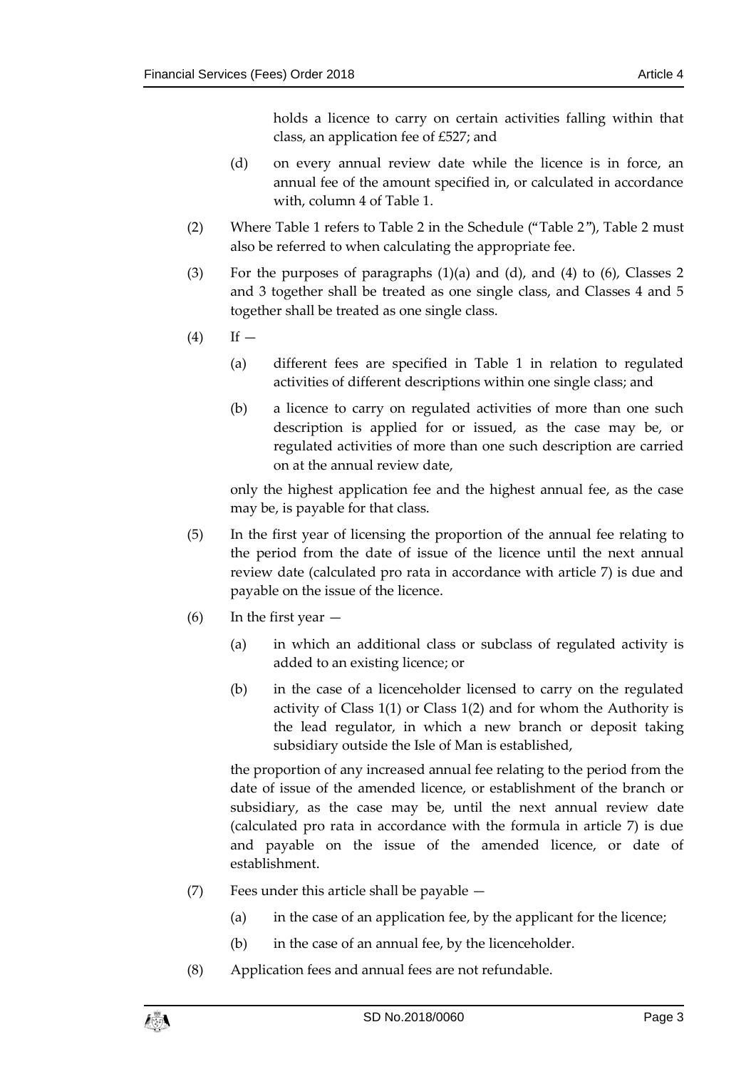holds a licence to carry on certain activities falling within that class, an application fee of £527; and

(d) on every annual review date while the licence is in force, an annual fee of the amount specified in, or calculated in accordance with, column 4 of Table 1.

(2) Where Table 1 refers to Table 2 in the Schedule ("Table 2"), Table 2 must also be referred to when calculating the appropriate fee.

(3) For the purposes of paragraphs (1)(a) and (d), and (4) to (6), Classes 2 and 3 together shall be treated as one single class, and Classes 4 and 5 together shall be treated as one single class.

(4) If —

(a) different fees are specified in Table 1 in relation to regulated activities of different descriptions within one single class; and

(b) a licence to carry on regulated activities of more than one such description is applied for or issued, as the case may be, or regulated activities of more than one such description are carried on at the annual review date,

only the highest application fee and the highest annual fee, as the case may be, is payable for that class.

(5) In the first year of licensing the proportion of the annual fee relating to the period from the date of issue of the licence until the next annual review date (calculated pro rata in accordance with article 7) is due and payable on the issue of the licence.

(6) In the first year —

(a) in which an additional class or subclass of regulated activity is added to an existing licence; or

(b) in the case of a licenceholder licensed to carry on the regulated activity of Class 1(1) or Class 1(2) and for whom the Authority is the lead regulator, in which a new branch or deposit taking subsidiary outside the Isle of Man is established,

the proportion of any increased annual fee relating to the period from the date of issue of the amended licence, or establishment of the branch or subsidiary, as the case may be, until the next annual review date (calculated pro rata in accordance with the formula in article 7) is due and payable on the issue of the amended licence, or date of establishment.

(7) Fees under this article shall be payable —

(a) in the case of an application fee, by the applicant for the licence;

(b) in the case of an annual fee, by the licenceholder.

(8) Application fees and annual fees are not refundable.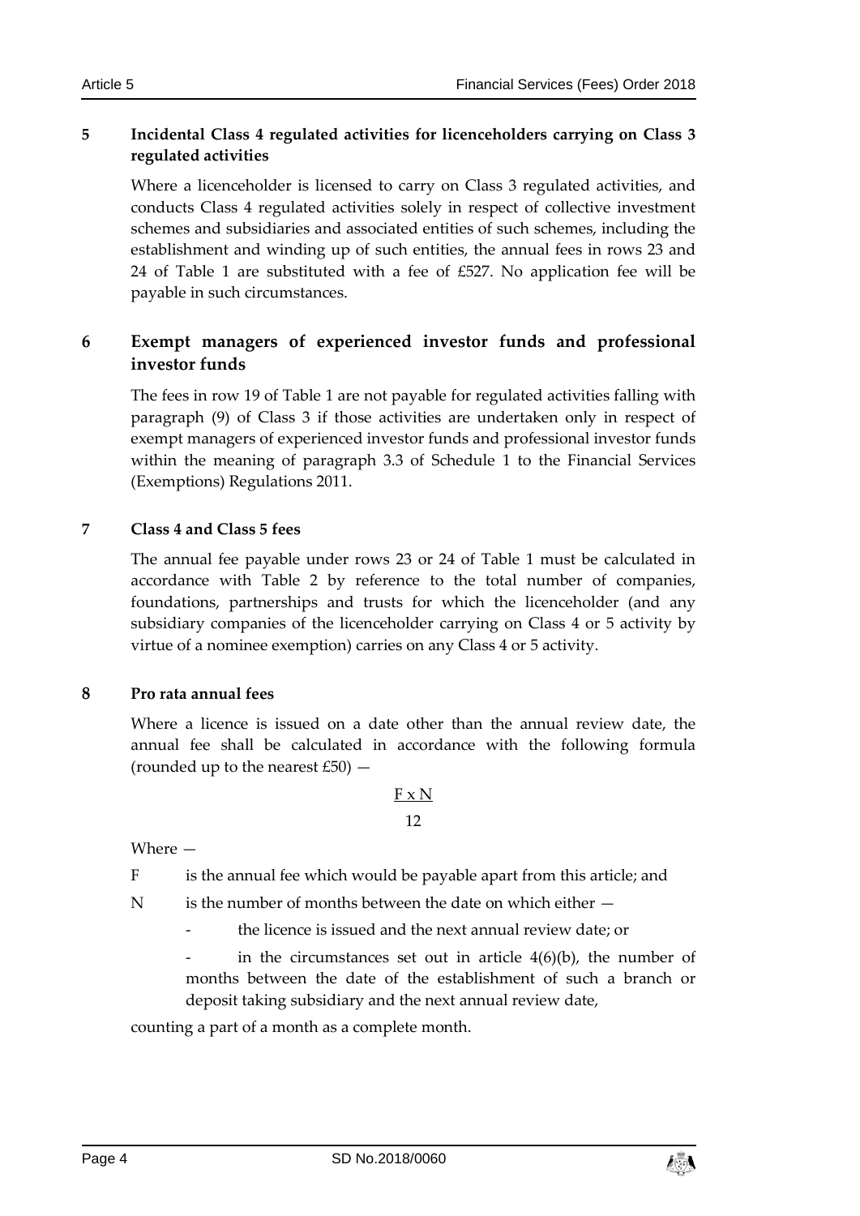## 5 Incidental Class 4 regulated activities for licenceholders carrying on Class 3 regulated activities

Where a licenceholder is licensed to carry on Class 3 regulated activities, and conducts Class 4 regulated activities solely in respect of collective investment schemes and subsidiaries and associated entities of such schemes, including the establishment and winding up of such entities, the annual fees in rows 23 and 24 of Table 1 are substituted with a fee of £527. No application fee will be payable in such circumstances.

## 6 Exempt managers of experienced investor funds and professional investor funds

The fees in row 19 of Table 1 are not payable for regulated activities falling with paragraph (9) of Class 3 if those activities are undertaken only in respect of exempt managers of experienced investor funds and professional investor funds within the meaning of paragraph 3.3 of Schedule 1 to the Financial Services (Exemptions) Regulations 2011.

## 7 Class 4 and Class 5 fees

The annual fee payable under rows 23 or 24 of Table 1 must be calculated in accordance with Table 2 by reference to the total number of companies, foundations, partnerships and trusts for which the licenceholder (and any subsidiary companies of the licenceholder carrying on Class 4 or 5 activity by virtue of a nominee exemption) carries on any Class 4 or 5 activity.

## 8 Pro rata annual fees

Where a licence is issued on a date other than the annual review date, the annual fee shall be calculated in accordance with the following formula (rounded up to the nearest £50) —

$$\frac{F \times N}{12}$$

Where —

F is the annual fee which would be payable apart from this article; and

N is the number of months between the date on which either —

- the licence is issued and the next annual review date; or
- in the circumstances set out in article 4(6)(b), the number of months between the date of the establishment of such a branch or deposit taking subsidiary and the next annual review date,

counting a part of a month as a complete month.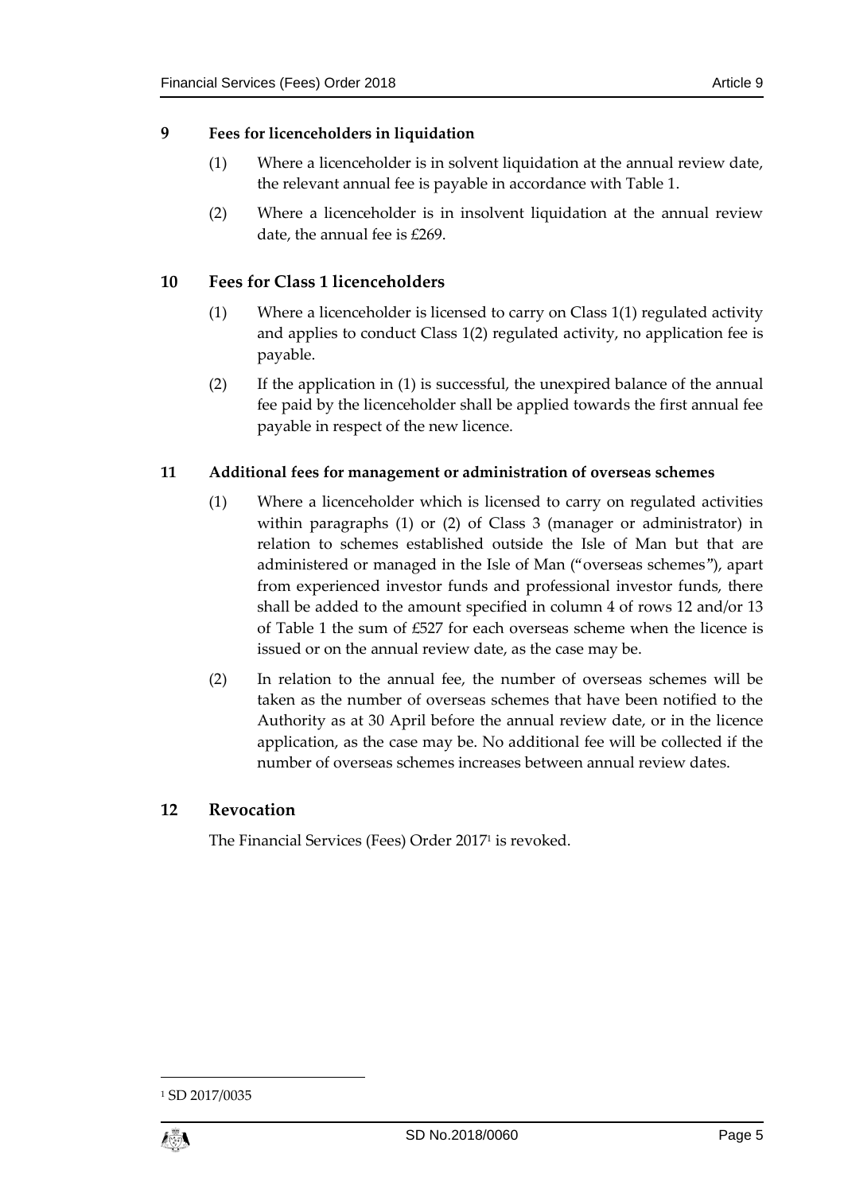**9 Fees for licenceholders in liquidation**

(1) Where a licenceholder is in solvent liquidation at the annual review date, the relevant annual fee is payable in accordance with Table 1.

(2) Where a licenceholder is in insolvent liquidation at the annual review date, the annual fee is £269.

## 10 Fees for Class 1 licenceholders

(1) Where a licenceholder is licensed to carry on Class 1(1) regulated activity and applies to conduct Class 1(2) regulated activity, no application fee is payable.

(2) If the application in (1) is successful, the unexpired balance of the annual fee paid by the licenceholder shall be applied towards the first annual fee payable in respect of the new licence.

**11 Additional fees for management or administration of overseas schemes**

(1) Where a licenceholder which is licensed to carry on regulated activities within paragraphs (1) or (2) of Class 3 (manager or administrator) in relation to schemes established outside the Isle of Man but that are administered or managed in the Isle of Man ("overseas schemes"), apart from experienced investor funds and professional investor funds, there shall be added to the amount specified in column 4 of rows 12 and/or 13 of Table 1 the sum of £527 for each overseas scheme when the licence is issued or on the annual review date, as the case may be.

(2) In relation to the annual fee, the number of overseas schemes will be taken as the number of overseas schemes that have been notified to the Authority as at 30 April before the annual review date, or in the licence application, as the case may be. No additional fee will be collected if the number of overseas schemes increases between annual review dates.

## 12 Revocation

The Financial Services (Fees) Order 2017[1] is revoked.

[1] SD 2017/0035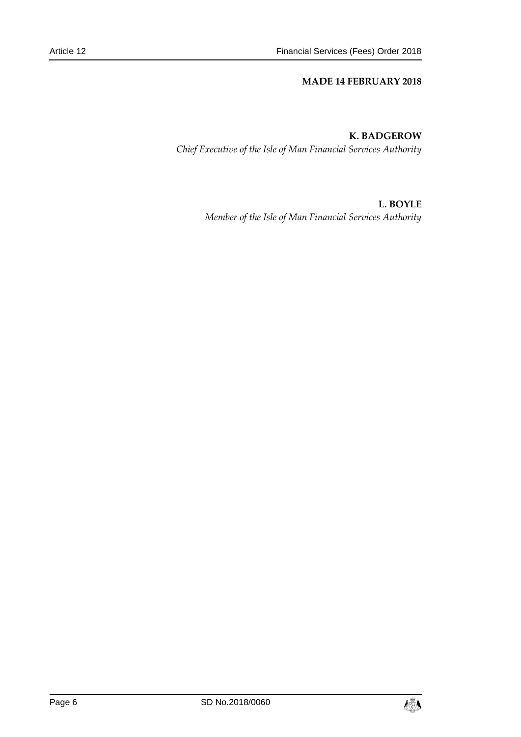**MADE 14 FEBRUARY 2018**

**K. BADGEROW**

*Chief Executive of the Isle of Man Financial Services Authority*

**L. BOYLE**

*Member of the Isle of Man Financial Services Authority*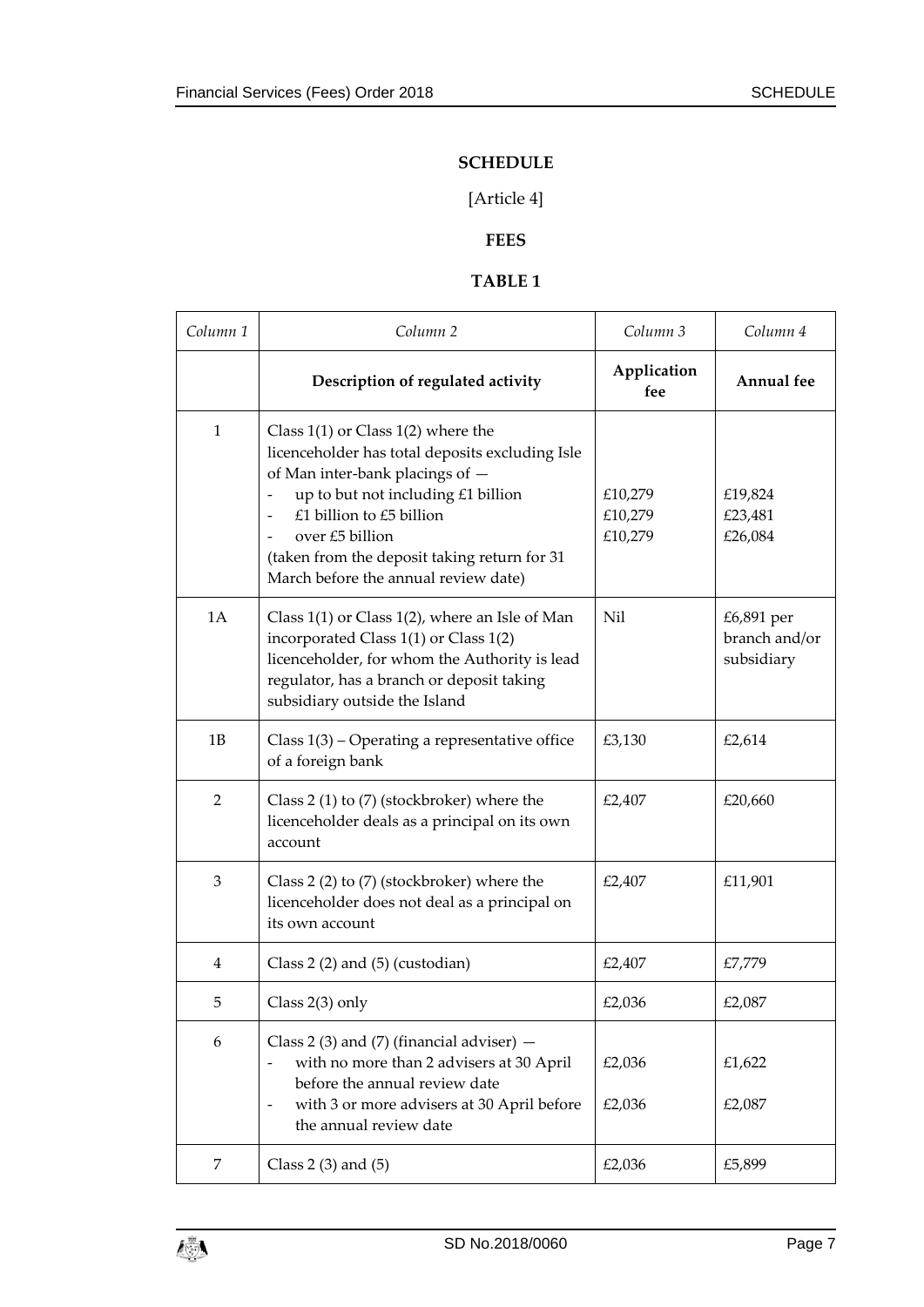## SCHEDULE

[Article 4]

### FEES

### TABLE 1

| *Column 1* | *Column 2* | *Column 3* | *Column 4* |
|---|---|---|---|
| | **Description of regulated activity** | **Application fee** | **Annual fee** |
| 1 | Class 1(1) or Class 1(2) where the licenceholder has total deposits excluding Isle of Man inter-bank placings of — <br>- up to but not including £1 billion <br>- £1 billion to £5 billion <br>- over £5 billion <br>(taken from the deposit taking return for 31 March before the annual review date) | <br><br><br>£10,279<br>£10,279<br>£10,279 | <br><br><br>£19,824<br>£23,481<br>£26,084 |
| 1A | Class 1(1) or Class 1(2), where an Isle of Man incorporated Class 1(1) or Class 1(2) licenceholder, for whom the Authority is lead regulator, has a branch or deposit taking subsidiary outside the Island | Nil | £6,891 per branch and/or subsidiary |
| 1B | Class 1(3) – Operating a representative office of a foreign bank | £3,130 | £2,614 |
| 2 | Class 2 (1) to (7) (stockbroker) where the licenceholder deals as a principal on its own account | £2,407 | £20,660 |
| 3 | Class 2 (2) to (7) (stockbroker) where the licenceholder does not deal as a principal on its own account | £2,407 | £11,901 |
| 4 | Class 2 (2) and (5) (custodian) | £2,407 | £7,779 |
| 5 | Class 2(3) only | £2,036 | £2,087 |
| 6 | Class 2 (3) and (7) (financial adviser) — <br>- with no more than 2 advisers at 30 April before the annual review date <br>- with 3 or more advisers at 30 April before the annual review date | <br>£2,036<br><br>£2,036 | <br>£1,622<br><br>£2,087 |
| 7 | Class 2 (3) and (5) | £2,036 | £5,899 |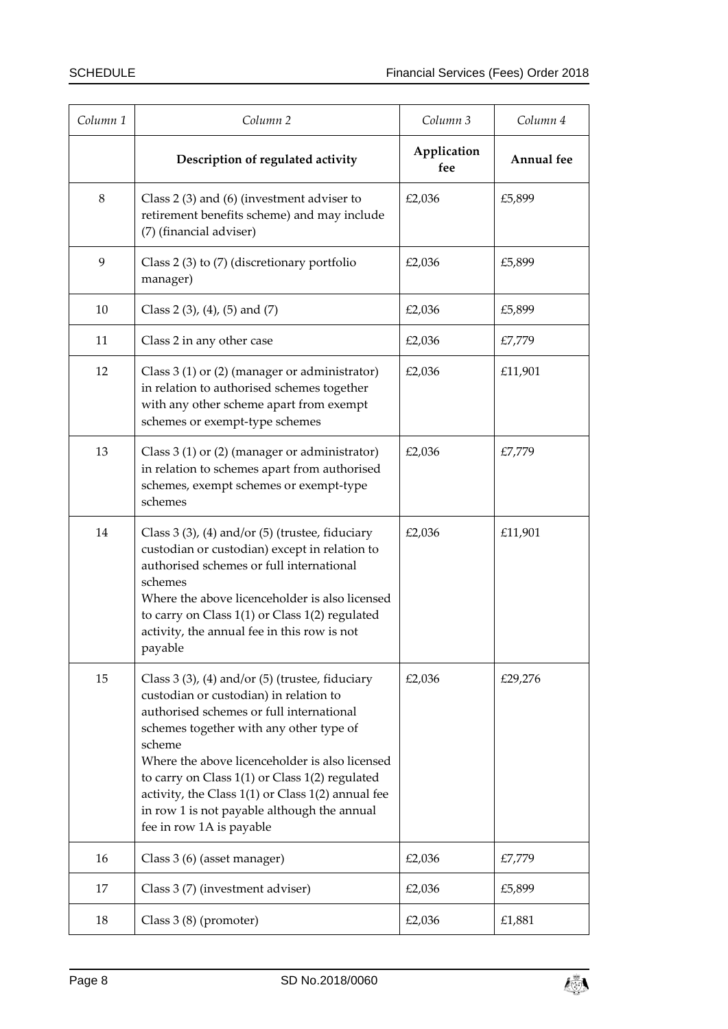| Column 1 | Column 2 | Column 3 | Column 4 |
|---|---|---|---|
| | **Description of regulated activity** | **Application fee** | **Annual fee** |
| 8 | Class 2 (3) and (6) (investment adviser to retirement benefits scheme) and may include (7) (financial adviser) | £2,036 | £5,899 |
| 9 | Class 2 (3) to (7) (discretionary portfolio manager) | £2,036 | £5,899 |
| 10 | Class 2 (3), (4), (5) and (7) | £2,036 | £5,899 |
| 11 | Class 2 in any other case | £2,036 | £7,779 |
| 12 | Class 3 (1) or (2) (manager or administrator) in relation to authorised schemes together with any other scheme apart from exempt schemes or exempt-type schemes | £2,036 | £11,901 |
| 13 | Class 3 (1) or (2) (manager or administrator) in relation to schemes apart from authorised schemes, exempt schemes or exempt-type schemes | £2,036 | £7,779 |
| 14 | Class 3 (3), (4) and/or (5) (trustee, fiduciary custodian or custodian) except in relation to authorised schemes or full international schemes<br>Where the above licenceholder is also licensed to carry on Class 1(1) or Class 1(2) regulated activity, the annual fee in this row is not payable | £2,036 | £11,901 |
| 15 | Class 3 (3), (4) and/or (5) (trustee, fiduciary custodian or custodian) in relation to authorised schemes or full international schemes together with any other type of scheme<br>Where the above licenceholder is also licensed to carry on Class 1(1) or Class 1(2) regulated activity, the Class 1(1) or Class 1(2) annual fee in row 1 is not payable although the annual fee in row 1A is payable | £2,036 | £29,276 |
| 16 | Class 3 (6) (asset manager) | £2,036 | £7,779 |
| 17 | Class 3 (7) (investment adviser) | £2,036 | £5,899 |
| 18 | Class 3 (8) (promoter) | £2,036 | £1,881 |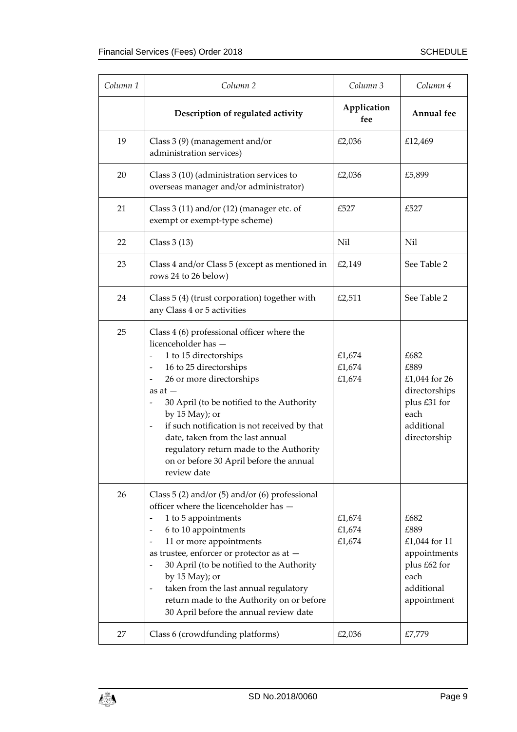| Column 1 | Column 2 | Column 3 | Column 4 |
|---|---|---|---|
| | **Description of regulated activity** | **Application fee** | **Annual fee** |
| 19 | Class 3 (9) (management and/or administration services) | £2,036 | £12,469 |
| 20 | Class 3 (10) (administration services to overseas manager and/or administrator) | £2,036 | £5,899 |
| 21 | Class 3 (11) and/or (12) (manager etc. of exempt or exempt-type scheme) | £527 | £527 |
| 22 | Class 3 (13) | Nil | Nil |
| 23 | Class 4 and/or Class 5 (except as mentioned in rows 24 to 26 below) | £2,149 | See Table 2 |
| 24 | Class 5 (4) (trust corporation) together with any Class 4 or 5 activities | £2,511 | See Table 2 |
| 25 | Class 4 (6) professional officer where the licenceholder has —<br>- 1 to 15 directorships<br>- 16 to 25 directorships<br>- 26 or more directorships<br>as at —<br>- 30 April (to be notified to the Authority by 15 May); or<br>- if such notification is not received by that date, taken from the last annual regulatory return made to the Authority on or before 30 April before the annual review date | <br>£1,674<br>£1,674<br>£1,674 | <br>£682<br>£889<br>£1,044 for 26 directorships plus £31 for each additional directorship |
| 26 | Class 5 (2) and/or (5) and/or (6) professional officer where the licenceholder has —<br>- 1 to 5 appointments<br>- 6 to 10 appointments<br>- 11 or more appointments<br>as trustee, enforcer or protector as at —<br>- 30 April (to be notified to the Authority by 15 May); or<br>- taken from the last annual regulatory return made to the Authority on or before 30 April before the annual review date | <br>£1,674<br>£1,674<br>£1,674 | <br>£682<br>£889<br>£1,044 for 11 appointments plus £62 for each additional appointment |
| 27 | Class 6 (crowdfunding platforms) | £2,036 | £7,779 |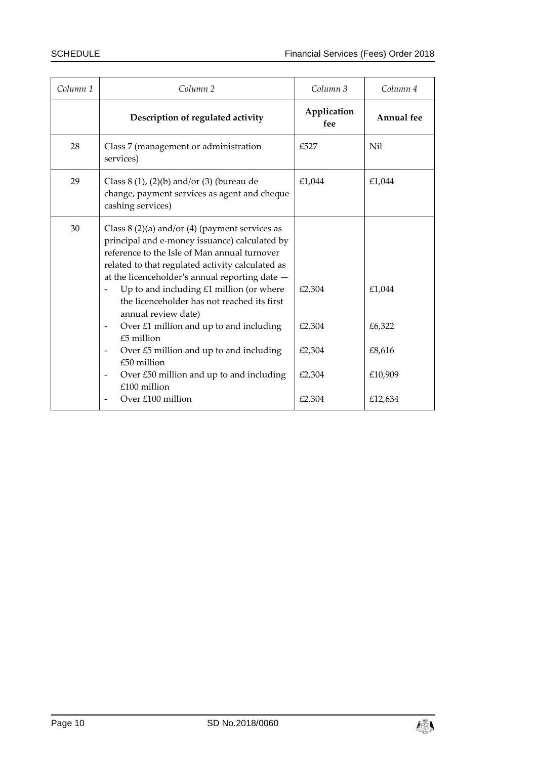| *Column 1* | *Column 2* | *Column 3* | *Column 4* |
|---|---|---|---|
| | **Description of regulated activity** | **Application fee** | **Annual fee** |
| 28 | Class 7 (management or administration services) | £527 | Nil |
| 29 | Class 8 (1), (2)(b) and/or (3) (bureau de change, payment services as agent and cheque cashing services) | £1,044 | £1,044 |
| 30 | Class 8 (2)(a) and/or (4) (payment services as principal and e-money issuance) calculated by reference to the Isle of Man annual turnover related to that regulated activity calculated as at the licenceholder's annual reporting date — | | |
| | - Up to and including £1 million (or where the licenceholder has not reached its first annual review date) | £2,304 | £1,044 |
| | - Over £1 million and up to and including £5 million | £2,304 | £6,322 |
| | - Over £5 million and up to and including £50 million | £2,304 | £8,616 |
| | - Over £50 million and up to and including £100 million | £2,304 | £10,909 |
| | - Over £100 million | £2,304 | £12,634 |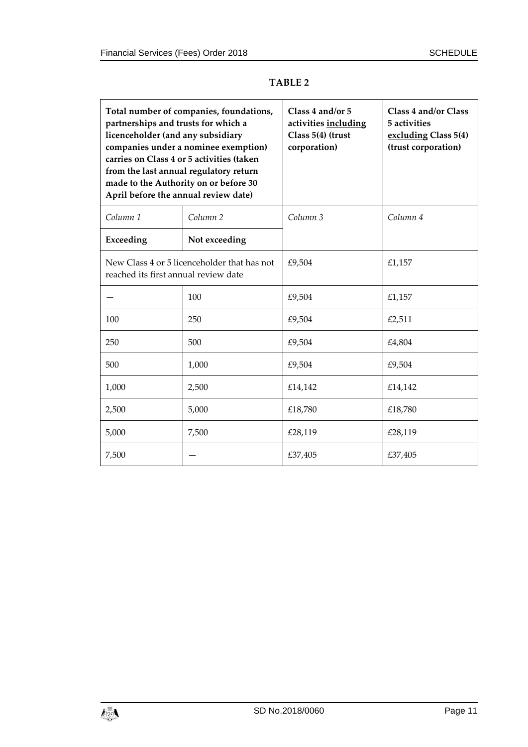**TABLE 2**

| Total number of companies, foundations, partnerships and trusts for which a licenceholder (and any subsidiary companies under a nominee exemption) carries on Class 4 or 5 activities (taken from the last annual regulatory return made to the Authority on or before 30 April before the annual review date) | | Class 4 and/or 5 activities including Class 5(4) (trust corporation) | Class 4 and/or Class 5 activities excluding Class 5(4) (trust corporation) |
|---|---|---|---|
| *Column 1* | *Column 2* | *Column 3* | *Column 4* |
| **Exceeding** | **Not exceeding** | | |
| New Class 4 or 5 licenceholder that has not reached its first annual review date | | £9,504 | £1,157 |
| — | 100 | £9,504 | £1,157 |
| 100 | 250 | £9,504 | £2,511 |
| 250 | 500 | £9,504 | £4,804 |
| 500 | 1,000 | £9,504 | £9,504 |
| 1,000 | 2,500 | £14,142 | £14,142 |
| 2,500 | 5,000 | £18,780 | £18,780 |
| 5,000 | 7,500 | £28,119 | £28,119 |
| 7,500 | — | £37,405 | £37,405 |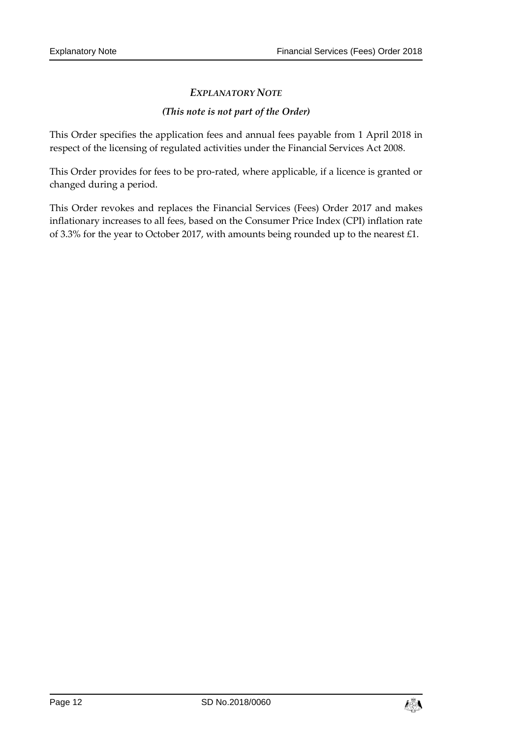## *EXPLANATORY NOTE*

***(This note is not part of the Order)***

This Order specifies the application fees and annual fees payable from 1 April 2018 in respect of the licensing of regulated activities under the Financial Services Act 2008.

This Order provides for fees to be pro-rated, where applicable, if a licence is granted or changed during a period.

This Order revokes and replaces the Financial Services (Fees) Order 2017 and makes inflationary increases to all fees, based on the Consumer Price Index (CPI) inflation rate of 3.3% for the year to October 2017, with amounts being rounded up to the nearest £1.